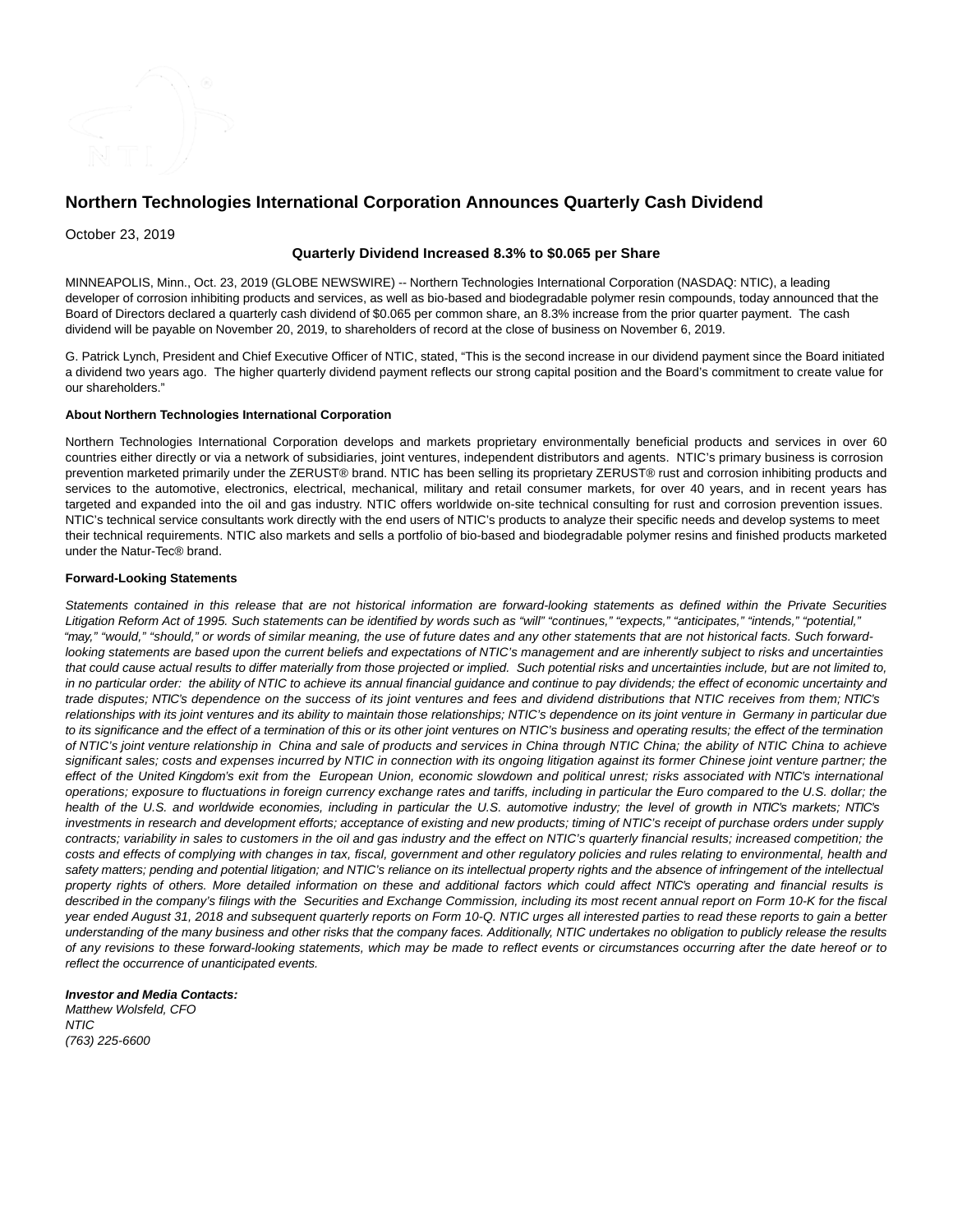# Northern Technologies International Corporation Announces Quarterly Cash Dividend

October 23, 2019

**Quarterly Dividend Increased 8.3% to $0.065 per Share**

MINNEAPOLIS, Minn., Oct. 23, 2019 (GLOBE NEWSWIRE) -- Northern Technologies International Corporation (NASDAQ: NTIC), a leading developer of corrosion inhibiting products and services, as well as bio-based and biodegradable polymer resin compounds, today announced that the Board of Directors declared a quarterly cash dividend of $0.065 per common share, an 8.3% increase from the prior quarter payment. The cash dividend will be payable on November 20, 2019, to shareholders of record at the close of business on November 6, 2019.

G. Patrick Lynch, President and Chief Executive Officer of NTIC, stated, "This is the second increase in our dividend payment since the Board initiated a dividend two years ago. The higher quarterly dividend payment reflects our strong capital position and the Board's commitment to create value for our shareholders."

**About Northern Technologies International Corporation**

Northern Technologies International Corporation develops and markets proprietary environmentally beneficial products and services in over 60 countries either directly or via a network of subsidiaries, joint ventures, independent distributors and agents. NTIC's primary business is corrosion prevention marketed primarily under the ZERUST® brand. NTIC has been selling its proprietary ZERUST® rust and corrosion inhibiting products and services to the automotive, electronics, electrical, mechanical, military and retail consumer markets, for over 40 years, and in recent years has targeted and expanded into the oil and gas industry. NTIC offers worldwide on-site technical consulting for rust and corrosion prevention issues. NTIC's technical service consultants work directly with the end users of NTIC's products to analyze their specific needs and develop systems to meet their technical requirements. NTIC also markets and sells a portfolio of bio-based and biodegradable polymer resins and finished products marketed under the Natur-Tec® brand.

**Forward-Looking Statements**

*Statements contained in this release that are not historical information are forward-looking statements as defined within the Private Securities Litigation Reform Act of 1995. Such statements can be identified by words such as "will" "continues," "expects," "anticipates," "intends," "potential," "may," "would," "should," or words of similar meaning, the use of future dates and any other statements that are not historical facts. Such forward-looking statements are based upon the current beliefs and expectations of NTIC's management and are inherently subject to risks and uncertainties that could cause actual results to differ materially from those projected or implied. Such potential risks and uncertainties include, but are not limited to, in no particular order: the ability of NTIC to achieve its annual financial guidance and continue to pay dividends; the effect of economic uncertainty and trade disputes; NTIC's dependence on the success of its joint ventures and fees and dividend distributions that NTIC receives from them; NTIC's relationships with its joint ventures and its ability to maintain those relationships; NTIC's dependence on its joint venture in Germany in particular due to its significance and the effect of a termination of this or its other joint ventures on NTIC's business and operating results; the effect of the termination of NTIC's joint venture relationship in China and sale of products and services in China through NTIC China; the ability of NTIC China to achieve significant sales; costs and expenses incurred by NTIC in connection with its ongoing litigation against its former Chinese joint venture partner; the effect of the United Kingdom's exit from the European Union, economic slowdown and political unrest; risks associated with NTIC's international operations; exposure to fluctuations in foreign currency exchange rates and tariffs, including in particular the Euro compared to the U.S. dollar; the health of the U.S. and worldwide economies, including in particular the U.S. automotive industry; the level of growth in NTIC's markets; NTIC's investments in research and development efforts; acceptance of existing and new products; timing of NTIC's receipt of purchase orders under supply contracts; variability in sales to customers in the oil and gas industry and the effect on NTIC's quarterly financial results; increased competition; the costs and effects of complying with changes in tax, fiscal, government and other regulatory policies and rules relating to environmental, health and safety matters; pending and potential litigation; and NTIC's reliance on its intellectual property rights and the absence of infringement of the intellectual property rights of others. More detailed information on these and additional factors which could affect NTIC's operating and financial results is described in the company's filings with the Securities and Exchange Commission, including its most recent annual report on Form 10-K for the fiscal year ended August 31, 2018 and subsequent quarterly reports on Form 10-Q. NTIC urges all interested parties to read these reports to gain a better understanding of the many business and other risks that the company faces. Additionally, NTIC undertakes no obligation to publicly release the results of any revisions to these forward-looking statements, which may be made to reflect events or circumstances occurring after the date hereof or to reflect the occurrence of unanticipated events.*

***Investor and Media Contacts:***
*Matthew Wolsfeld, CFO*
*NTIC*
*(763) 225-6600*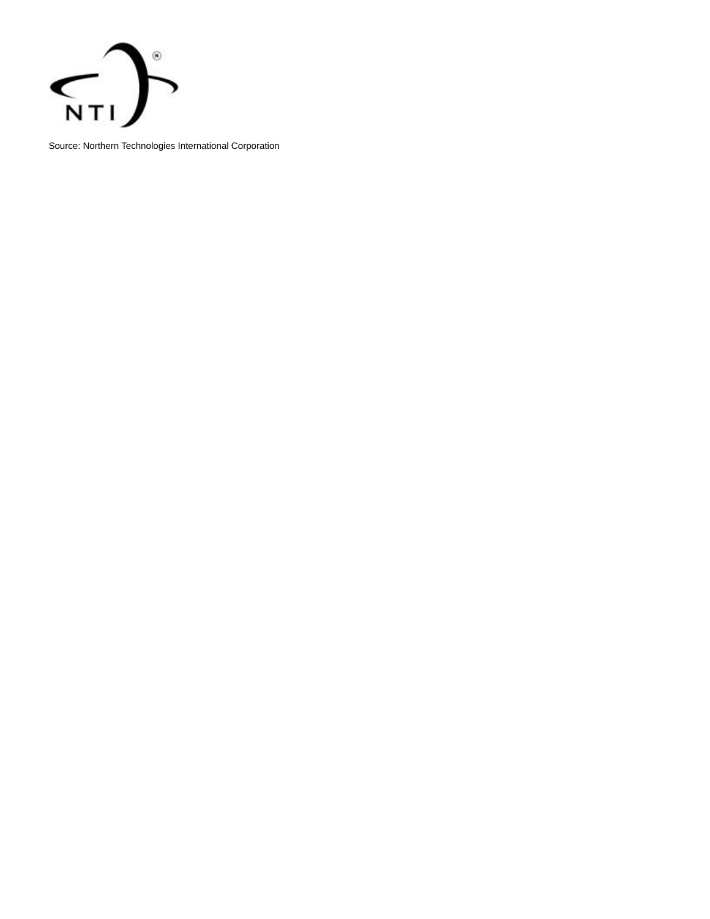NTI

Source: Northern Technologies International Corporation